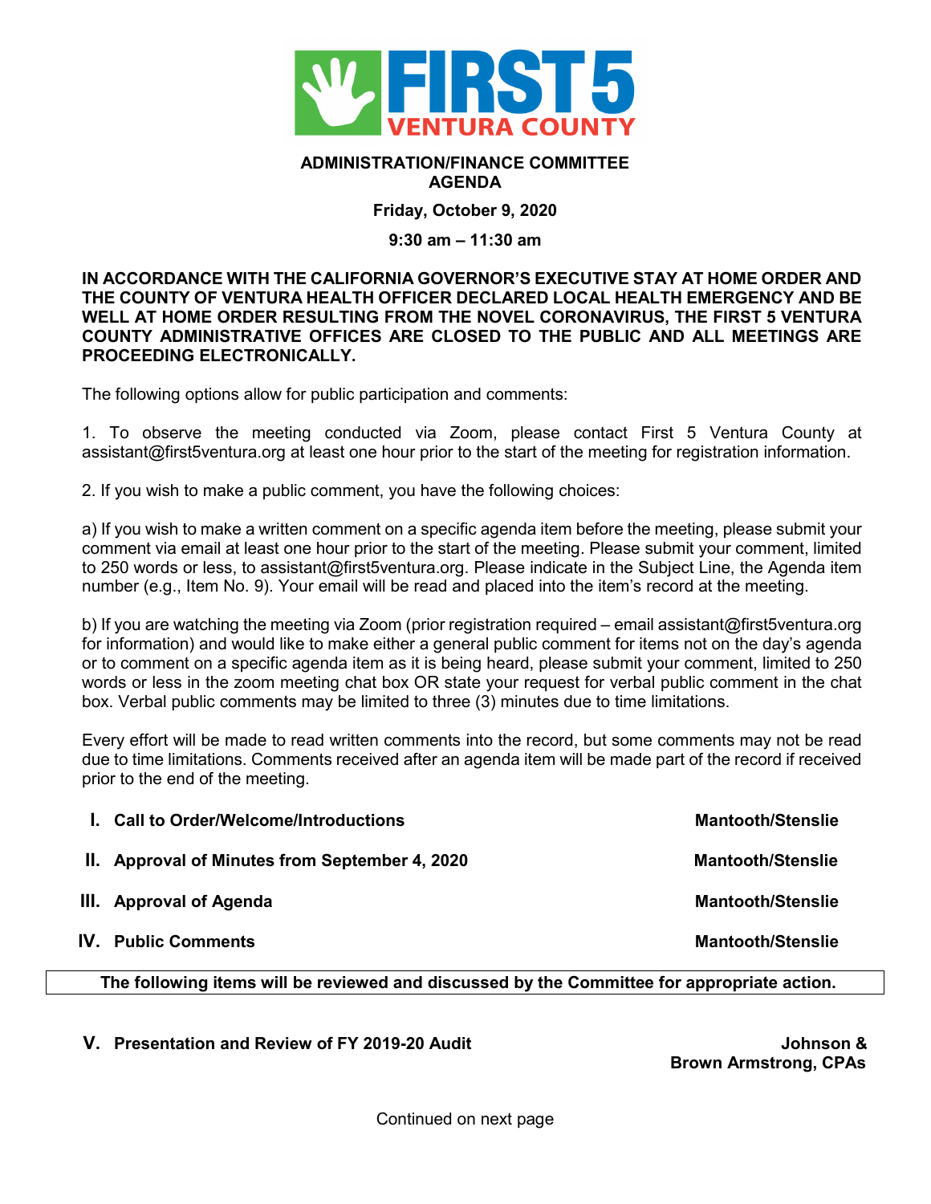FIRST 5 VENTURA COUNTY

**ADMINISTRATION/FINANCE COMMITTEE AGENDA**

**Friday, October 9, 2020**

**9:30 am – 11:30 am**

**IN ACCORDANCE WITH THE CALIFORNIA GOVERNOR'S EXECUTIVE STAY AT HOME ORDER AND THE COUNTY OF VENTURA HEALTH OFFICER DECLARED LOCAL HEALTH EMERGENCY AND BE WELL AT HOME ORDER RESULTING FROM THE NOVEL CORONAVIRUS, THE FIRST 5 VENTURA COUNTY ADMINISTRATIVE OFFICES ARE CLOSED TO THE PUBLIC AND ALL MEETINGS ARE PROCEEDING ELECTRONICALLY.**

The following options allow for public participation and comments:

1. To observe the meeting conducted via Zoom, please contact First 5 Ventura County at assistant@first5ventura.org at least one hour prior to the start of the meeting for registration information.

2. If you wish to make a public comment, you have the following choices:

a) If you wish to make a written comment on a specific agenda item before the meeting, please submit your comment via email at least one hour prior to the start of the meeting. Please submit your comment, limited to 250 words or less, to assistant@first5ventura.org. Please indicate in the Subject Line, the Agenda item number (e.g., Item No. 9). Your email will be read and placed into the item's record at the meeting.

b) If you are watching the meeting via Zoom (prior registration required – email assistant@first5ventura.org for information) and would like to make either a general public comment for items not on the day's agenda or to comment on a specific agenda item as it is being heard, please submit your comment, limited to 250 words or less in the zoom meeting chat box OR state your request for verbal public comment in the chat box. Verbal public comments may be limited to three (3) minutes due to time limitations.

Every effort will be made to read written comments into the record, but some comments may not be read due to time limitations. Comments received after an agenda item will be made part of the record if received prior to the end of the meeting.

| | Item | Presenter |
|---|---|---|
| **I.** | **Call to Order/Welcome/Introductions** | **Mantooth/Stenslie** |
| **II.** | **Approval of Minutes from September 4, 2020** | **Mantooth/Stenslie** |
| **III.** | **Approval of Agenda** | **Mantooth/Stenslie** |
| **IV.** | **Public Comments** | **Mantooth/Stenslie** |

**The following items will be reviewed and discussed by the Committee for appropriate action.**

| | Item | Presenter |
|---|---|---|
| **V.** | **Presentation and Review of FY 2019-20 Audit** | **Johnson & Brown Armstrong, CPAs** |

Continued on next page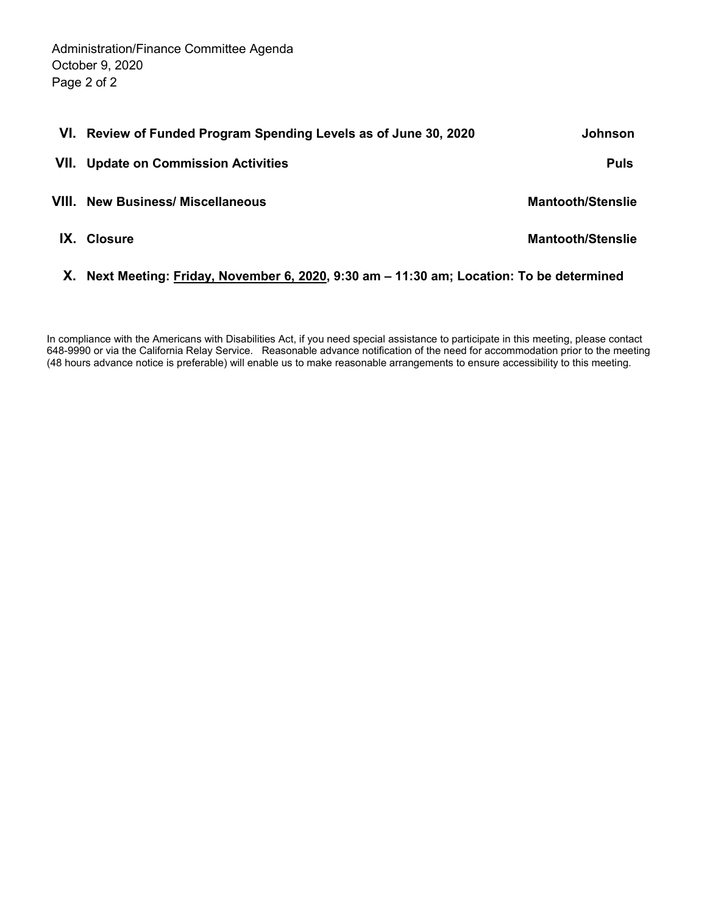**VI. Review of Funded Program Spending Levels as of June 30, 2020** — **Johnson**

**VII. Update on Commission Activities** — **Puls**

**VIII. New Business/ Miscellaneous** — **Mantooth/Stenslie**

**IX. Closure** — **Mantooth/Stenslie**

**X. Next Meeting: Friday, November 6, 2020, 9:30 am – 11:30 am; Location: To be determined**

In compliance with the Americans with Disabilities Act, if you need special assistance to participate in this meeting, please contact 648-9990 or via the California Relay Service. Reasonable advance notification of the need for accommodation prior to the meeting (48 hours advance notice is preferable) will enable us to make reasonable arrangements to ensure accessibility to this meeting.